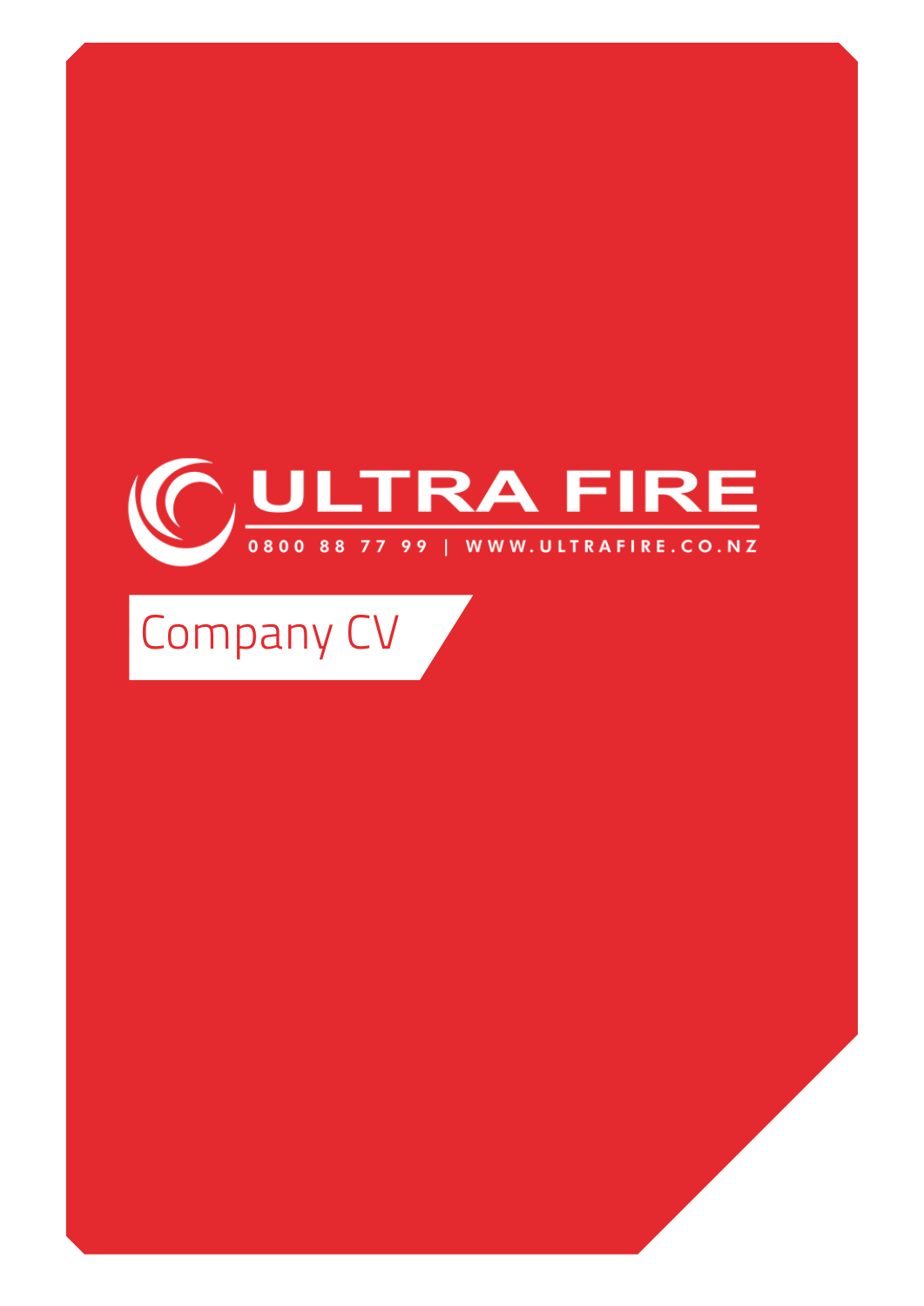# ULTRA FIRE

0800 88 77 99 | WWW.ULTRAFIRE.CO.NZ

## Company CV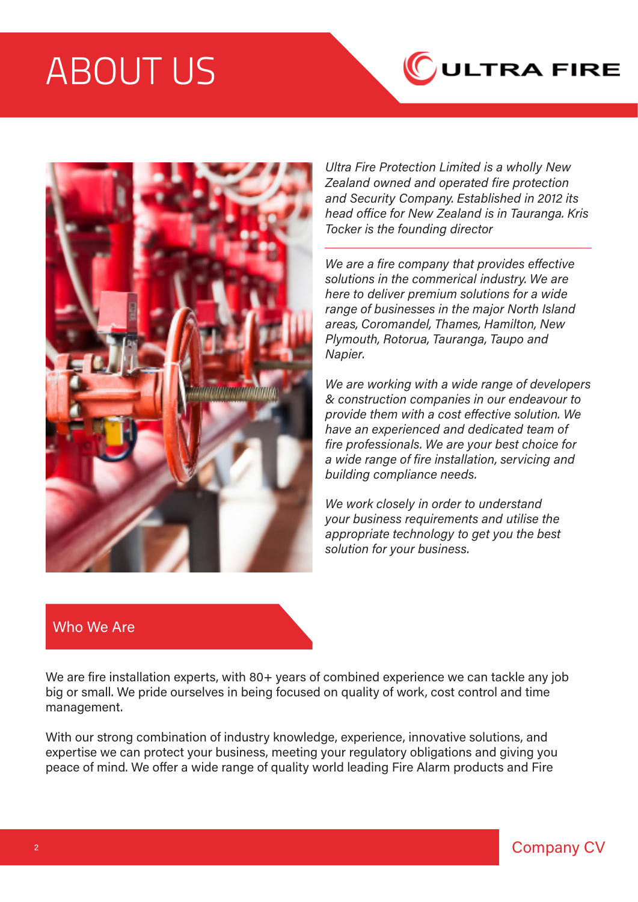# ABOUT US

*Ultra Fire Protection Limited is a wholly New Zealand owned and operated fire protection and Security Company. Established in 2012 its head office for New Zealand is in Tauranga. Kris Tocker is the founding director*

*We are a fire company that provides effective solutions in the commerical industry. We are here to deliver premium solutions for a wide range of businesses in the major North Island areas, Coromandel, Thames, Hamilton, New Plymouth, Rotorua, Tauranga, Taupo and Napier.*

*We are working with a wide range of developers & construction companies in our endeavour to provide them with a cost effective solution. We have an experienced and dedicated team of fire professionals. We are your best choice for a wide range of fire installation, servicing and building compliance needs.*

*We work closely in order to understand your business requirements and utilise the appropriate technology to get you the best solution for your business.*

## Who We Are

We are fire installation experts, with 80+ years of combined experience we can tackle any job big or small. We pride ourselves in being focused on quality of work, cost control and time management.

With our strong combination of industry knowledge, experience, innovative solutions, and expertise we can protect your business, meeting your regulatory obligations and giving you peace of mind. We offer a wide range of quality world leading Fire Alarm products and Fire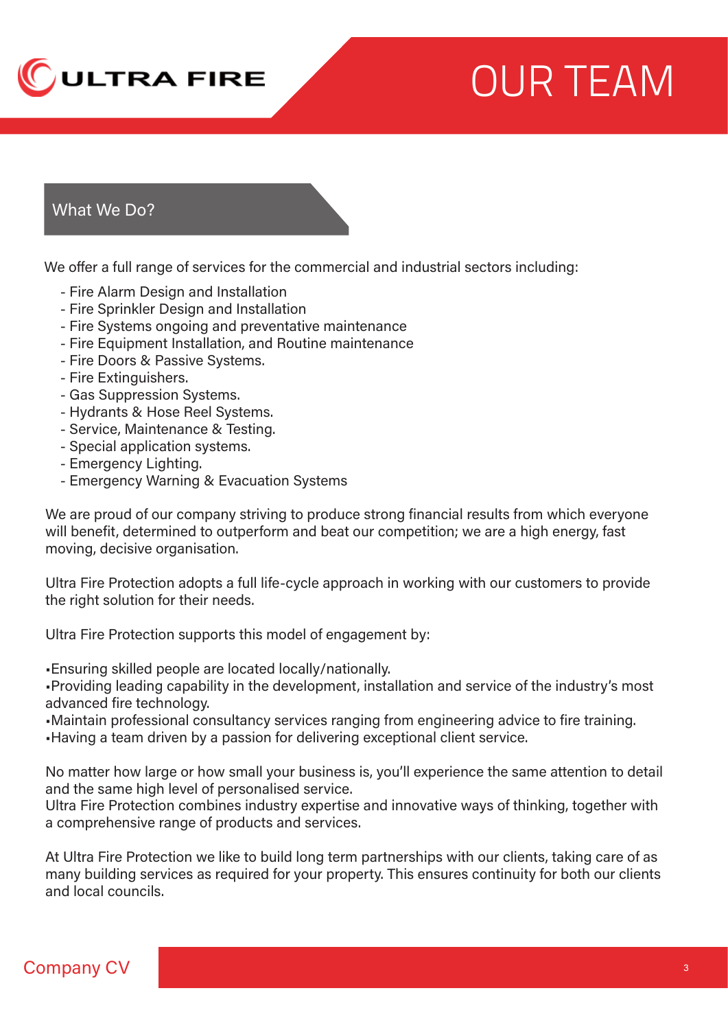# OUR TEAM

## What We Do?

We offer a full range of services for the commercial and industrial sectors including:

- Fire Alarm Design and Installation
- Fire Sprinkler Design and Installation
- Fire Systems ongoing and preventative maintenance
- Fire Equipment Installation, and Routine maintenance
- Fire Doors & Passive Systems.
- Fire Extinguishers.
- Gas Suppression Systems.
- Hydrants & Hose Reel Systems.
- Service, Maintenance & Testing.
- Special application systems.
- Emergency Lighting.
- Emergency Warning & Evacuation Systems

We are proud of our company striving to produce strong financial results from which everyone will benefit, determined to outperform and beat our competition; we are a high energy, fast moving, decisive organisation.

Ultra Fire Protection adopts a full life-cycle approach in working with our customers to provide the right solution for their needs.

Ultra Fire Protection supports this model of engagement by:

- Ensuring skilled people are located locally/nationally.
- Providing leading capability in the development, installation and service of the industry's most advanced fire technology.
- Maintain professional consultancy services ranging from engineering advice to fire training.
- Having a team driven by a passion for delivering exceptional client service.

No matter how large or how small your business is, you'll experience the same attention to detail and the same high level of personalised service.
Ultra Fire Protection combines industry expertise and innovative ways of thinking, together with a comprehensive range of products and services.

At Ultra Fire Protection we like to build long term partnerships with our clients, taking care of as many building services as required for your property. This ensures continuity for both our clients and local councils.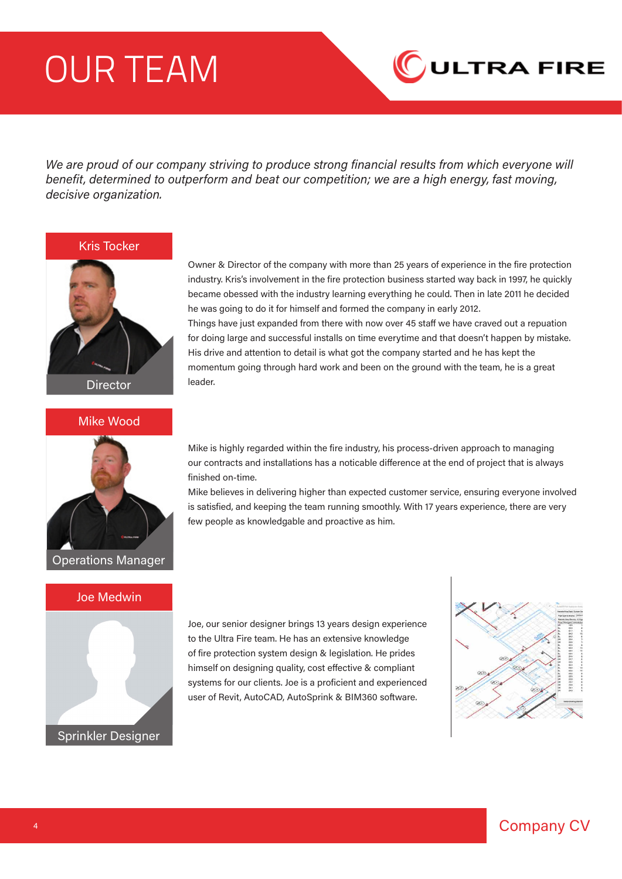# OUR TEAM

ULTRA FIRE

*We are proud of our company striving to produce strong financial results from which everyone will benefit, determined to outperform and beat our competition; we are a high energy, fast moving, decisive organization.*

## Kris Tocker

Director

Owner & Director of the company with more than 25 years of experience in the fire protection industry. Kris's involvement in the fire protection business started way back in 1997, he quickly became obessed with the industry learning everything he could. Then in late 2011 he decided he was going to do it for himself and formed the company in early 2012.
Things have just expanded from there with now over 45 staff we have craved out a repuation for doing large and successful installs on time everytime and that doesn't happen by mistake. His drive and attention to detail is what got the company started and he has kept the momentum going through hard work and been on the ground with the team, he is a great leader.

## Mike Wood

Operations Manager

Mike is highly regarded within the fire industry, his process-driven approach to managing our contracts and installations has a noticable difference at the end of project that is always finished on-time.
Mike believes in delivering higher than expected customer service, ensuring everyone involved is satisfied, and keeping the team running smoothly. With 17 years experience, there are very few people as knowledgable and proactive as him.

## Joe Medwin

Sprinkler Designer

Joe, our senior designer brings 13 years design experience to the Ultra Fire team. He has an extensive knowledge of fire protection system design & legislation. He prides himself on designing quality, cost effective & compliant systems for our clients. Joe is a proficient and experienced user of Revit, AutoCAD, AutoSprink & BIM360 software.

Company CV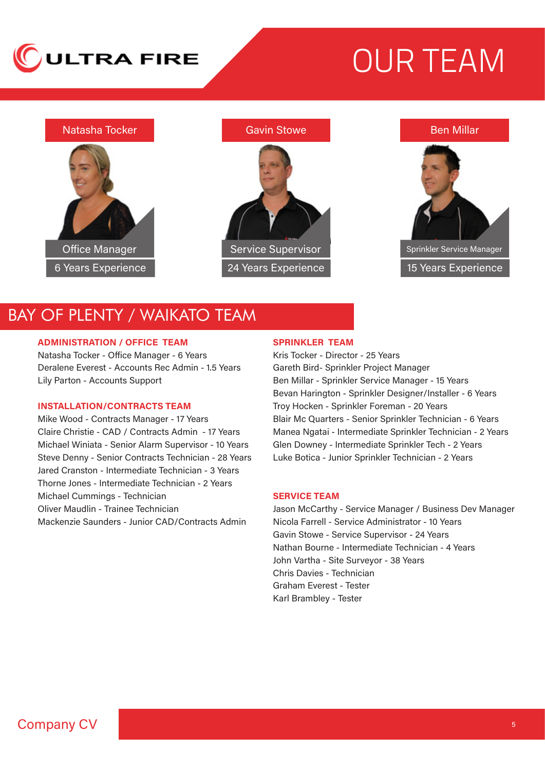ULTRA FIRE

# OUR TEAM

**Natasha Tocker**
Office Manager
6 Years Experience

**Gavin Stowe**
Service Supervisor
24 Years Experience

**Ben Millar**
Sprinkler Service Manager
15 Years Experience

## BAY OF PLENTY / WAIKATO TEAM

### ADMINISTRATION / OFFICE TEAM

Natasha Tocker - Office Manager - 6 Years
Deralene Everest - Accounts Rec Admin - 1.5 Years
Lily Parton - Accounts Support

### INSTALLATION/CONTRACTS TEAM

Mike Wood - Contracts Manager - 17 Years
Claire Christie - CAD / Contracts Admin - 17 Years
Michael Winiata - Senior Alarm Supervisor - 10 Years
Steve Denny - Senior Contracts Technician - 28 Years
Jared Cranston - Intermediate Technician - 3 Years
Thorne Jones - Intermediate Technician - 2 Years
Michael Cummings - Technician
Oliver Maudlin - Trainee Technician
Mackenzie Saunders - Junior CAD/Contracts Admin

### SPRINKLER TEAM

Kris Tocker - Director - 25 Years
Gareth Bird- Sprinkler Project Manager
Ben Millar - Sprinkler Service Manager - 15 Years
Bevan Harington - Sprinkler Designer/Installer - 6 Years
Troy Hocken - Sprinkler Foreman - 20 Years
Blair Mc Quarters - Senior Sprinkler Technician - 6 Years
Manea Ngatai - Intermediate Sprinkler Technician - 2 Years
Glen Downey - Intermediate Sprinkler Tech - 2 Years
Luke Botica - Junior Sprinkler Technician - 2 Years

### SERVICE TEAM

Jason McCarthy - Service Manager / Business Dev Manager
Nicola Farrell - Service Administrator - 10 Years
Gavin Stowe - Service Supervisor - 24 Years
Nathan Bourne - Intermediate Technician - 4 Years
John Vartha - Site Surveyor - 38 Years
Chris Davies - Technician
Graham Everest - Tester
Karl Brambley - Tester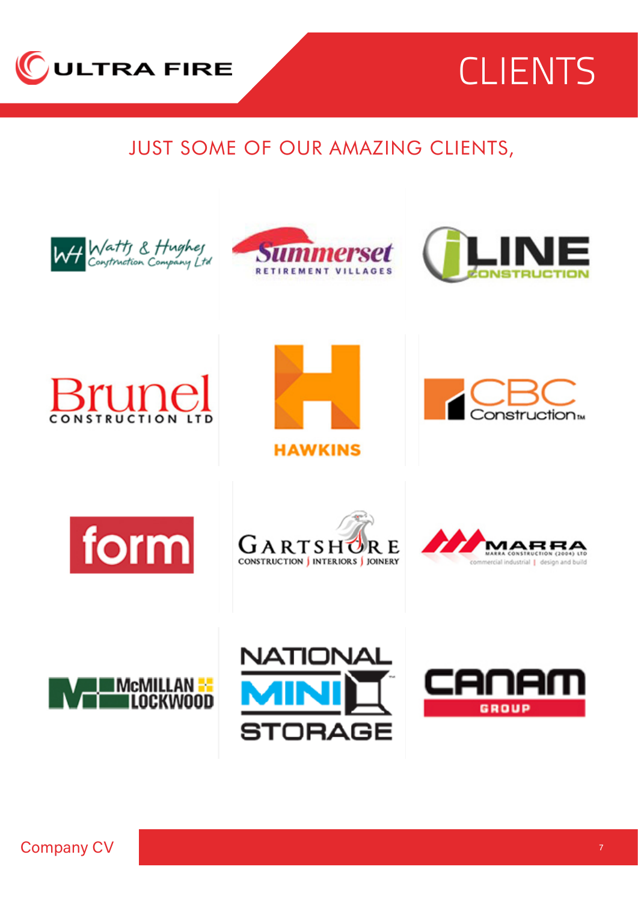# CLIENTS

## JUST SOME OF OUR AMAZING CLIENTS,

- Watts & Hughes Construction Company Ltd
- Summerset Retirement Villages
- iLine Construction
- Brunel Construction Ltd
- Hawkins
- CBC Construction
- form
- Gartshore Construction | Interiors | Joinery
- Marra Construction (2004) Ltd — commercial industrial | design and build
- McMillan Lockwood
- National Mini Storage
- Canam Group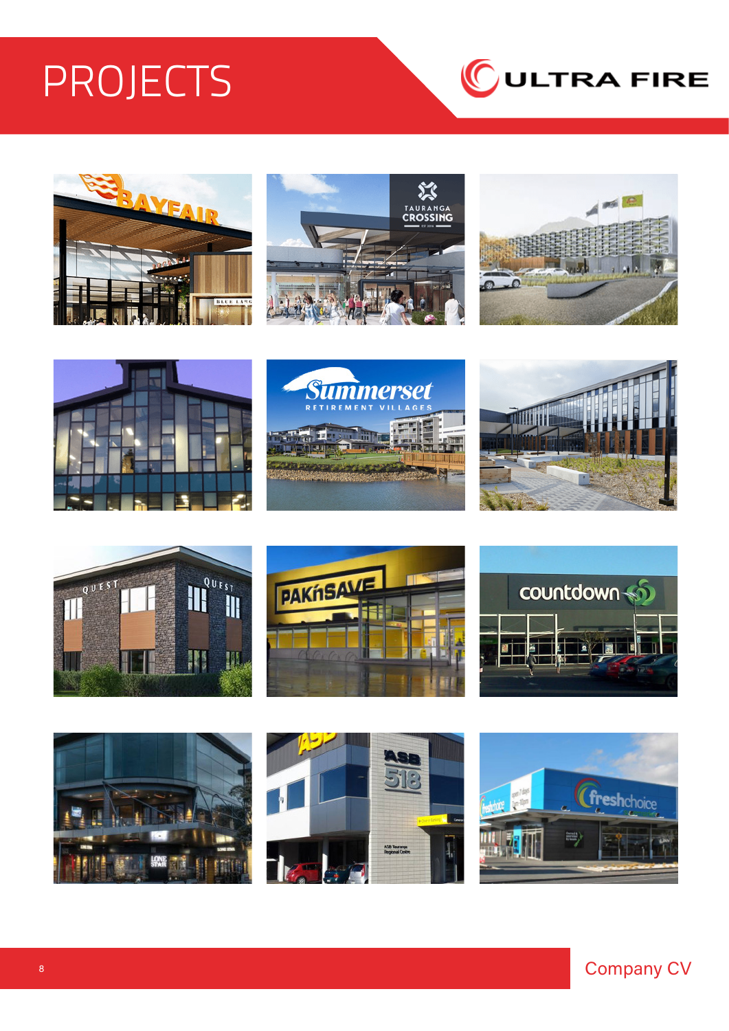# PROJECTS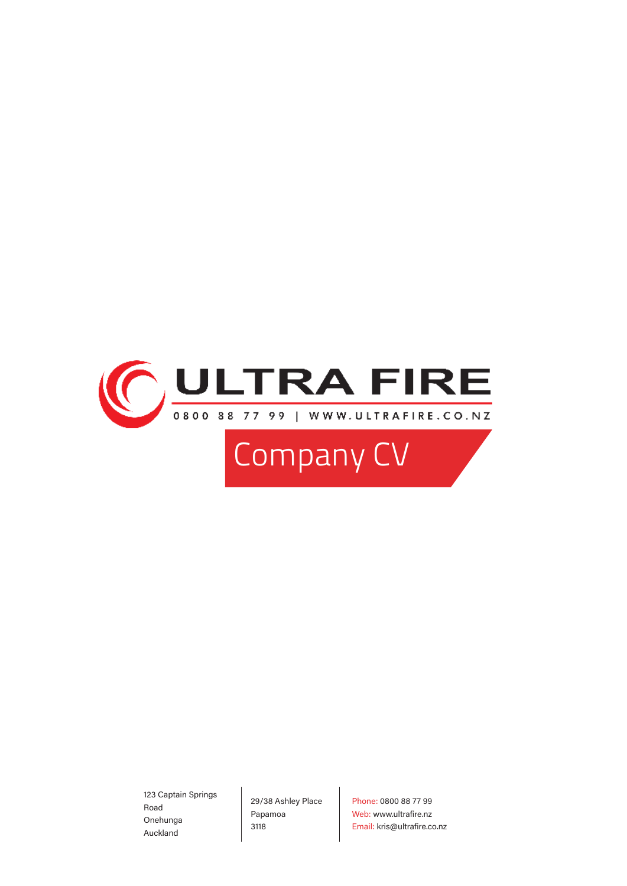# ULTRA FIRE

0800 88 77 99 | WWW.ULTRAFIRE.CO.NZ

## Company CV

123 Captain Springs Road
Onehunga
Auckland

29/38 Ashley Place
Papamoa
3118

Phone: 0800 88 77 99
Web: www.ultrafire.nz
Email: kris@ultrafire.co.nz